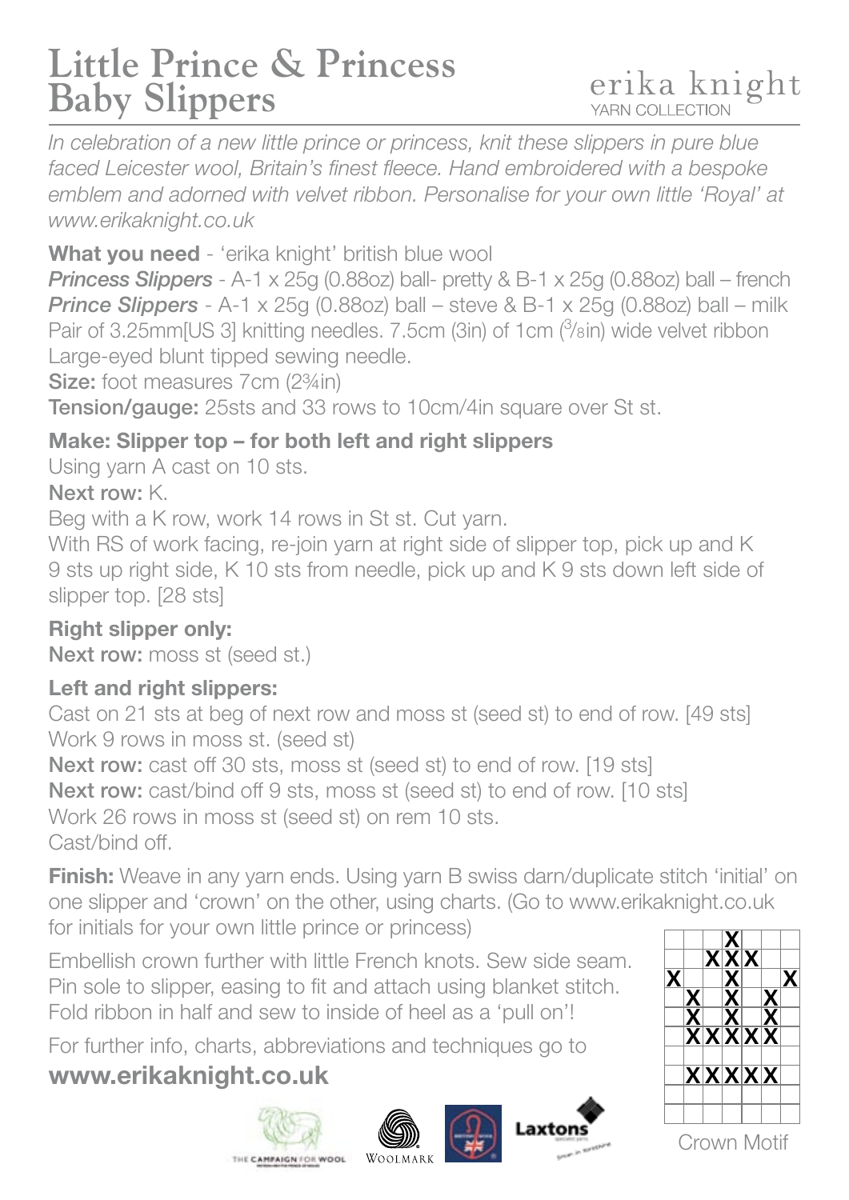# Little Prince & Princess Baby Slippers

erika knight
YARN COLLECTION

*In celebration of a new little prince or princess, knit these slippers in pure blue faced Leicester wool, Britain's finest fleece. Hand embroidered with a bespoke emblem and adorned with velvet ribbon. Personalise for your own little 'Royal' at www.erikaknight.co.uk*

**What you need** - 'erika knight' british blue wool
***Princess Slippers*** - A-1 x 25g (0.88oz) ball- pretty & B-1 x 25g (0.88oz) ball – french
***Prince Slippers*** - A-1 x 25g (0.88oz) ball – steve & B-1 x 25g (0.88oz) ball – milk
Pair of 3.25mm[US 3] knitting needles. 7.5cm (3in) of 1cm (3/8in) wide velvet ribbon
Large-eyed blunt tipped sewing needle.
**Size:** foot measures 7cm (2¾in)
**Tension/gauge:** 25sts and 33 rows to 10cm/4in square over St st.

### Make: Slipper top – for both left and right slippers

Using yarn A cast on 10 sts.
**Next row:** K.
Beg with a K row, work 14 rows in St st. Cut yarn.
With RS of work facing, re-join yarn at right side of slipper top, pick up and K 9 sts up right side, K 10 sts from needle, pick up and K 9 sts down left side of slipper top. [28 sts]

### Right slipper only:

**Next row:** moss st (seed st.)

### Left and right slippers:

Cast on 21 sts at beg of next row and moss st (seed st) to end of row. [49 sts]
Work 9 rows in moss st. (seed st)
**Next row:** cast off 30 sts, moss st (seed st) to end of row. [19 sts]
**Next row:** cast/bind off 9 sts, moss st (seed st) to end of row. [10 sts]
Work 26 rows in moss st (seed st) on rem 10 sts.
Cast/bind off.

**Finish:** Weave in any yarn ends. Using yarn B swiss darn/duplicate stitch 'initial' on one slipper and 'crown' on the other, using charts. (Go to www.erikaknight.co.uk for initials for your own little prince or princess)

Embellish crown further with little French knots. Sew side seam. Pin sole to slipper, easing to fit and attach using blanket stitch. Fold ribbon in half and sew to inside of heel as a 'pull on'!

For further info, charts, abbreviations and techniques go to
**www.erikaknight.co.uk**

| | | | X | | | |
|---|---|---|---|---|---|---|
| | | X | X | X | | |
| X | | | X | | | X |
| | X | | X | | X | |
| | X | | X | | X | |
| | X | X | X | X | X | |
| | | | | | | |
| | X | X | X | X | X | |
| | | | | | | |
| | | | | | | |

Crown Motif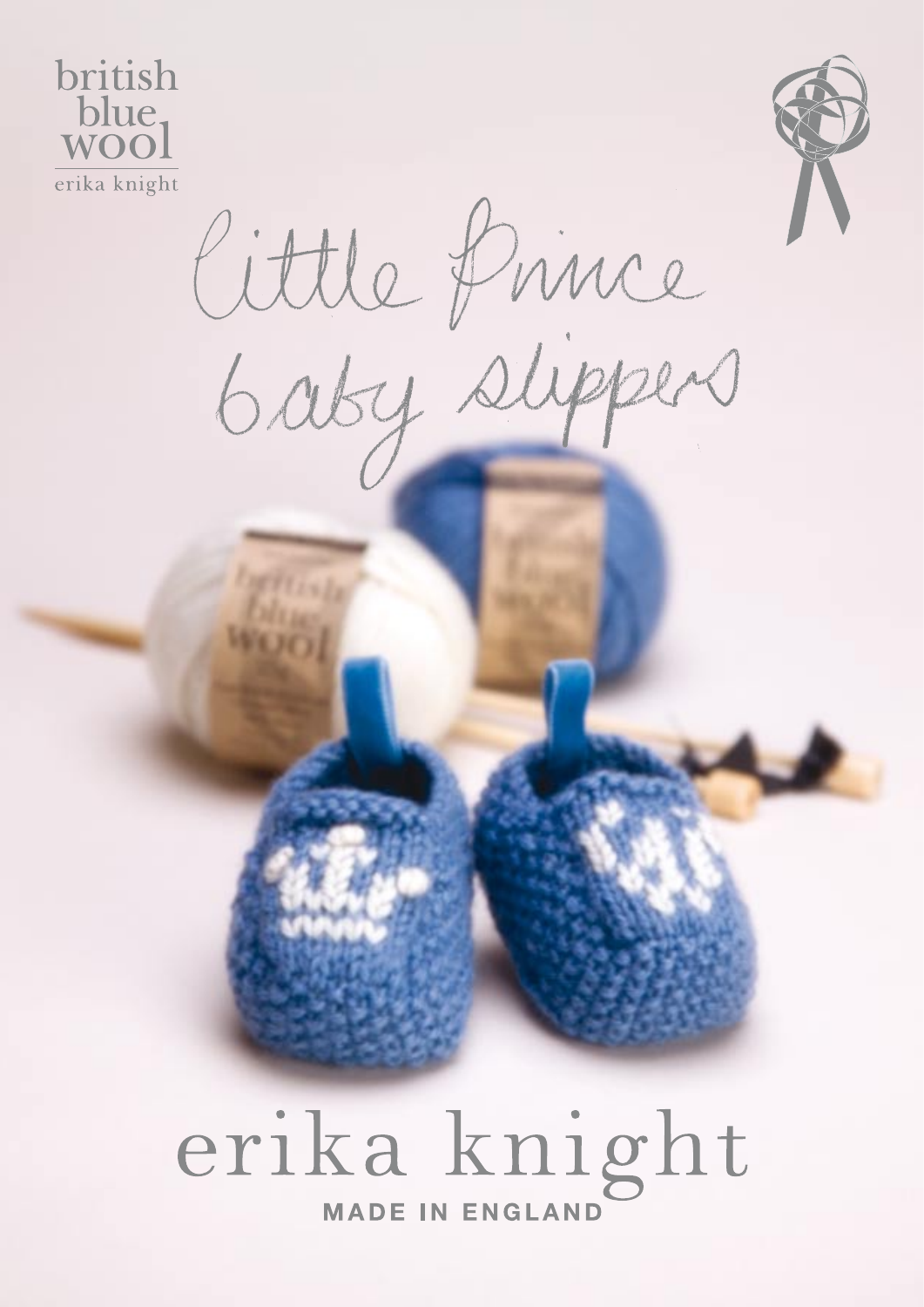british blue wool

erika knight

little Prince baby slippers

erika knight

MADE IN ENGLAND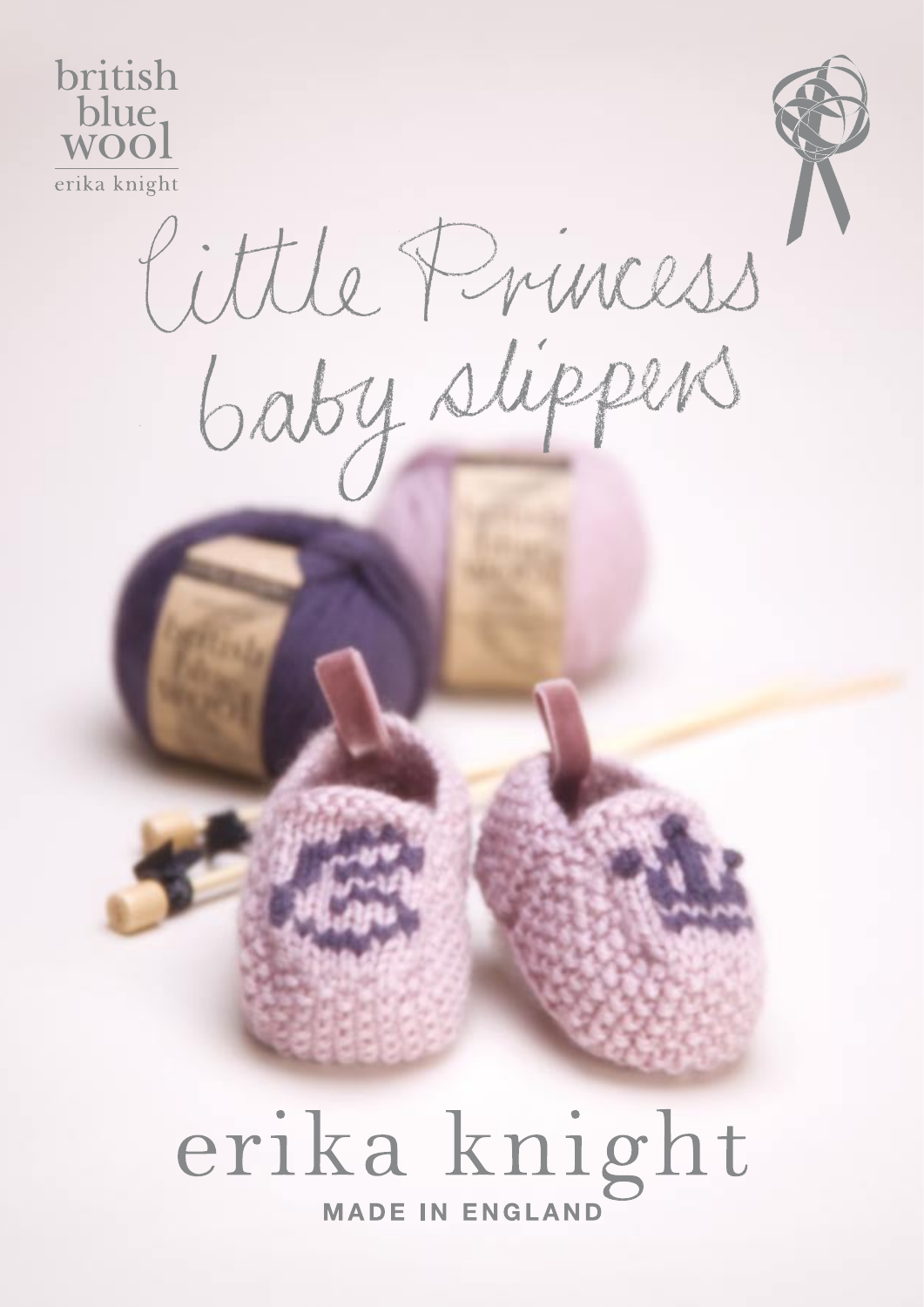british blue wool

erika knight

little Princess baby slippers

erika knight

MADE IN ENGLAND